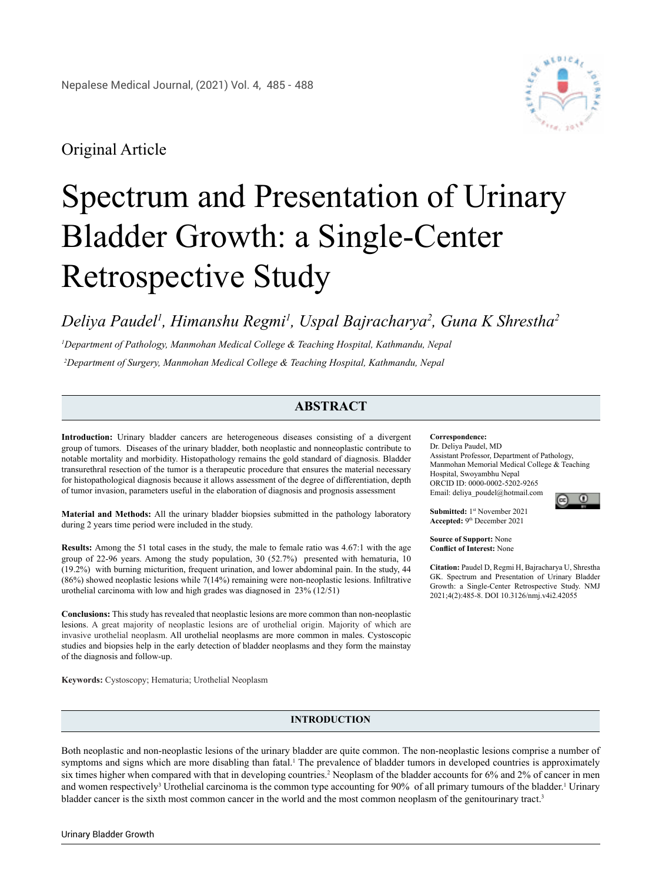Original Article

# Spectrum and Presentation of Urinary Bladder Growth: a Single-Center Retrospective Study

*Deliya Paudel[1], Himanshu Regmi[1], Uspal Bajracharya[2], Guna K Shrestha[2]*

*[1]Department of Pathology, Manmohan Medical College & Teaching Hospital, Kathmandu, Nepal*

*[2]Department of Surgery, Manmohan Medical College & Teaching Hospital, Kathmandu, Nepal*

## ABSTRACT

**Introduction:** Urinary bladder cancers are heterogeneous diseases consisting of a divergent group of tumors. Diseases of the urinary bladder, both neoplastic and nonneoplastic contribute to notable mortality and morbidity. Histopathology remains the gold standard of diagnosis. Bladder transurethral resection of the tumor is a therapeutic procedure that ensures the material necessary for histopathological diagnosis because it allows assessment of the degree of differentiation, depth of tumor invasion, parameters useful in the elaboration of diagnosis and prognosis assessment

**Material and Methods:** All the urinary bladder biopsies submitted in the pathology laboratory during 2 years time period were included in the study.

**Results:** Among the 51 total cases in the study, the male to female ratio was 4.67:1 with the age group of 22-96 years. Among the study population, 30 (52.7%) presented with hematuria, 10 (19.2%) with burning micturition, frequent urination, and lower abdominal pain. In the study, 44 (86%) showed neoplastic lesions while 7(14%) remaining were non-neoplastic lesions. Infiltrative urothelial carcinoma with low and high grades was diagnosed in 23% (12/51)

**Conclusions:** This study has revealed that neoplastic lesions are more common than non-neoplastic lesions. A great majority of neoplastic lesions are of urothelial origin. Majority of which are invasive urothelial neoplasm. All urothelial neoplasms are more common in males. Cystoscopic studies and biopsies help in the early detection of bladder neoplasms and they form the mainstay of the diagnosis and follow-up.

**Keywords:** Cystoscopy; Hematuria; Urothelial Neoplasm

**Correspondence:**
Dr. Deliya Paudel, MD
Assistant Professor, Department of Pathology, Manmohan Memorial Medical College & Teaching Hospital, Swoyambhu Nepal
ORCID ID: 0000-0002-5202-9265
Email: deliya_poudel@hotmail.com

**Submitted:** 1st November 2021
**Accepted:** 9th December 2021

**Source of Support:** None
**Conflict of Interest:** None

**Citation:** Paudel D, Regmi H, Bajracharya U, Shrestha GK. Spectrum and Presentation of Urinary Bladder Growth: a Single-Center Retrospective Study. NMJ 2021;4(2):485-8. DOI 10.3126/nmj.v4i2.42055

## INTRODUCTION

Both neoplastic and non-neoplastic lesions of the urinary bladder are quite common. The non-neoplastic lesions comprise a number of symptoms and signs which are more disabling than fatal.[1] The prevalence of bladder tumors in developed countries is approximately six times higher when compared with that in developing countries.[2] Neoplasm of the bladder accounts for 6% and 2% of cancer in men and women respectively[3] Urothelial carcinoma is the common type accounting for 90% of all primary tumours of the bladder.[1] Urinary bladder cancer is the sixth most common cancer in the world and the most common neoplasm of the genitourinary tract.[3]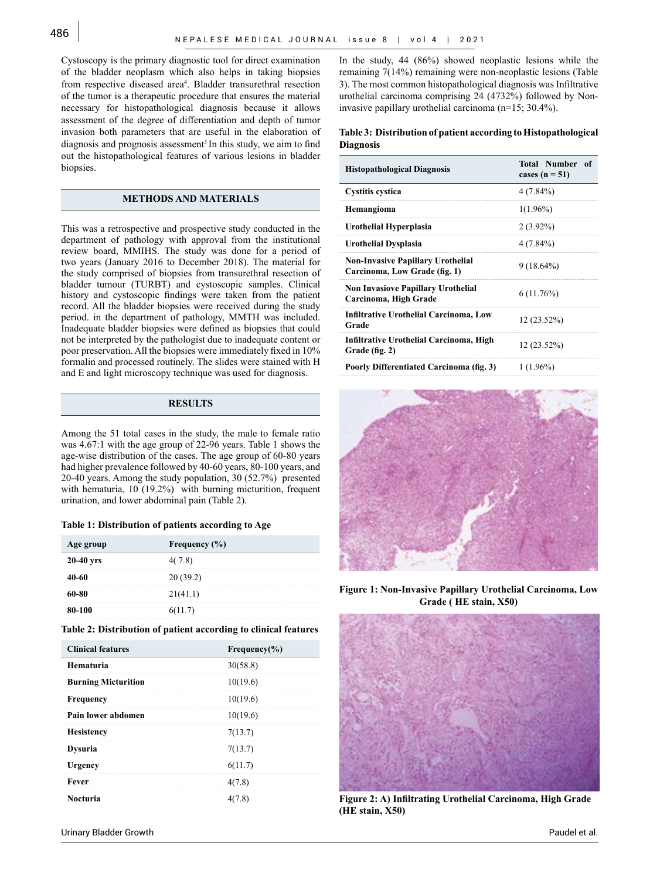Cystoscopy is the primary diagnostic tool for direct examination of the bladder neoplasm which also helps in taking biopsies from respective diseased area[4]. Bladder transurethral resection of the tumor is a therapeutic procedure that ensures the material necessary for histopathological diagnosis because it allows assessment of the degree of differentiation and depth of tumor invasion both parameters that are useful in the elaboration of diagnosis and prognosis assessment[5] In this study, we aim to find out the histopathological features of various lesions in bladder biopsies.

## METHODS AND MATERIALS

This was a retrospective and prospective study conducted in the department of pathology with approval from the institutional review board, MMIHS. The study was done for a period of two years (January 2016 to December 2018). The material for the study comprised of biopsies from transurethral resection of bladder tumour (TURBT) and cystoscopic samples. Clinical history and cystoscopic findings were taken from the patient record. All the bladder biopsies were received during the study period. in the department of pathology, MMTH was included. Inadequate bladder biopsies were defined as biopsies that could not be interpreted by the pathologist due to inadequate content or poor preservation. All the biopsies were immediately fixed in 10% formalin and processed routinely. The slides were stained with H and E and light microscopy technique was used for diagnosis.

## RESULTS

Among the 51 total cases in the study, the male to female ratio was 4.67:1 with the age group of 22-96 years. Table 1 shows the age-wise distribution of the cases. The age group of 60-80 years had higher prevalence followed by 40-60 years, 80-100 years, and 20-40 years. Among the study population, 30 (52.7%) presented with hematuria, 10 (19.2%) with burning micturition, frequent urination, and lower abdominal pain (Table 2).

**Table 1: Distribution of patients according to Age**

| Age group | Frequency (%) |
|---|---|
| 20-40 yrs | 4( 7.8) |
| 40-60 | 20 (39.2) |
| 60-80 | 21(41.1) |
| 80-100 | 6(11.7) |

**Table 2: Distribution of patient according to clinical features**

| Clinical features | Frequency(%) |
|---|---|
| Hematuria | 30(58.8) |
| Burning Micturition | 10(19.6) |
| Frequency | 10(19.6) |
| Pain lower abdomen | 10(19.6) |
| Hesistency | 7(13.7) |
| Dysuria | 7(13.7) |
| Urgency | 6(11.7) |
| Fever | 4(7.8) |
| Nocturia | 4(7.8) |

In the study, 44 (86%) showed neoplastic lesions while the remaining 7(14%) remaining were non-neoplastic lesions (Table 3). The most common histopathological diagnosis was Infiltrative urothelial carcinoma comprising 24 (4732%) followed by Non-invasive papillary urothelial carcinoma (n=15; 30.4%).

**Table 3: Distribution of patient according to Histopathological Diagnosis**

| Histopathological Diagnosis | Total Number of cases (n = 51) |
|---|---|
| Cystitis cystica | 4 (7.84%) |
| Hemangioma | 1(1.96%) |
| Urothelial Hyperplasia | 2 (3.92%) |
| Urothelial Dysplasia | 4 (7.84%) |
| Non-Invasive Papillary Urothelial Carcinoma, Low Grade (fig. 1) | 9 (18.64%) |
| Non Invasiove Papillary Urothelial Carcinoma, High Grade | 6 (11.76%) |
| Infiltrative Urothelial Carcinoma, Low Grade | 12 (23.52%) |
| Infiltrative Urothelial Carcinoma, High Grade (fig. 2) | 12 (23.52%) |
| Poorly Differentiated Carcinoma (fig. 3) | 1 (1.96%) |

**Figure 1: Non-Invasive Papillary Urothelial Carcinoma, Low Grade ( HE stain, X50)**

**Figure 2: A) Infiltrating Urothelial Carcinoma, High Grade (HE stain, X50)**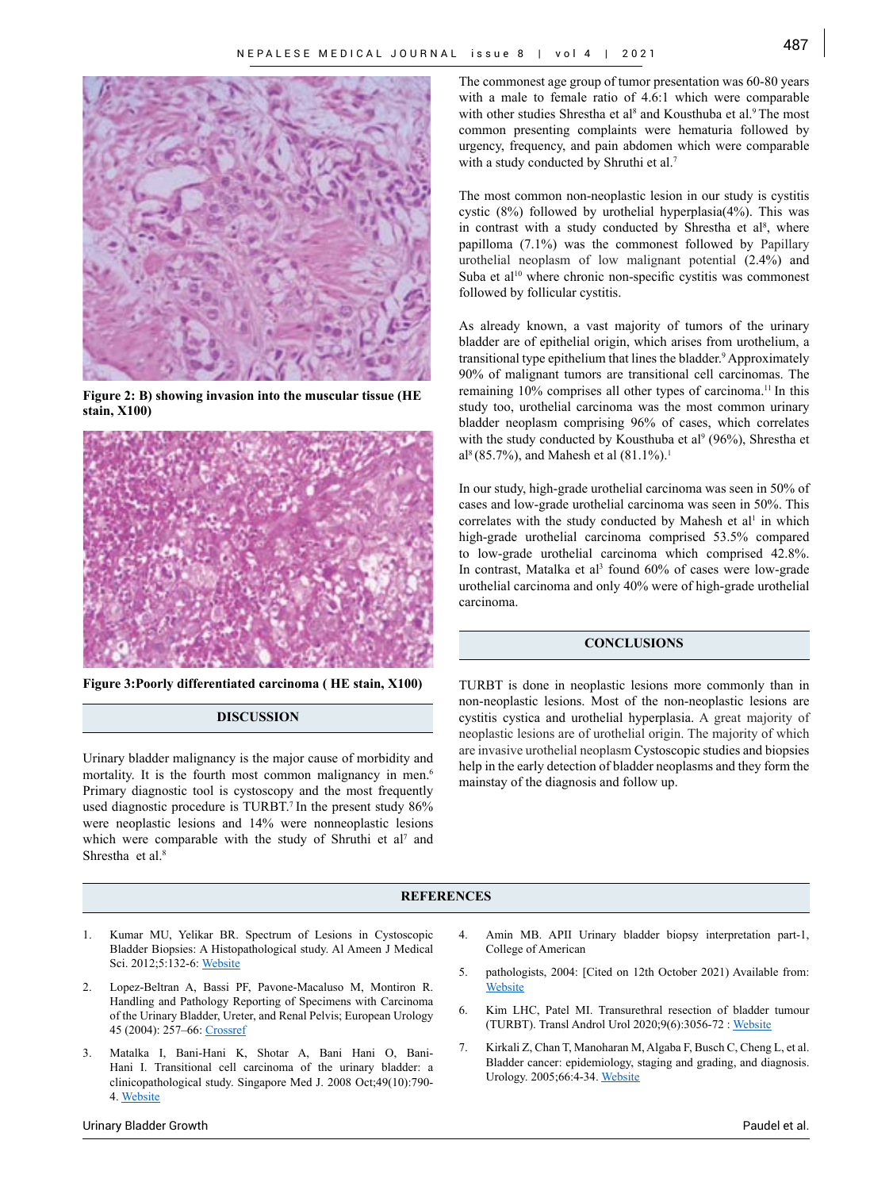Figure 2: B) showing invasion into the muscular tissue (HE stain, X100)

Figure 3:Poorly differentiated carcinoma ( HE stain, X100)

## DISCUSSION

Urinary bladder malignancy is the major cause of morbidity and mortality. It is the fourth most common malignancy in men.[6] Primary diagnostic tool is cystoscopy and the most frequently used diagnostic procedure is TURBT.[7] In the present study 86% were neoplastic lesions and 14% were nonneoplastic lesions which were comparable with the study of Shruthi et al[7] and Shrestha et al.[8]

The commonest age group of tumor presentation was 60-80 years with a male to female ratio of 4.6:1 which were comparable with other studies Shrestha et al[8] and Kousthuba et al.[9] The most common presenting complaints were hematuria followed by urgency, frequency, and pain abdomen which were comparable with a study conducted by Shruthi et al.[7]

The most common non-neoplastic lesion in our study is cystitis cystic (8%) followed by urothelial hyperplasia(4%). This was in contrast with a study conducted by Shrestha et al[8], where papilloma (7.1%) was the commonest followed by Papillary urothelial neoplasm of low malignant potential (2.4%) and Suba et al[10] where chronic non-specific cystitis was commonest followed by follicular cystitis.

As already known, a vast majority of tumors of the urinary bladder are of epithelial origin, which arises from urothelium, a transitional type epithelium that lines the bladder.[9] Approximately 90% of malignant tumors are transitional cell carcinomas. The remaining 10% comprises all other types of carcinoma.[11] In this study too, urothelial carcinoma was the most common urinary bladder neoplasm comprising 96% of cases, which correlates with the study conducted by Kousthuba et al[9] (96%), Shrestha et al[8] (85.7%), and Mahesh et al (81.1%).[1]

In our study, high-grade urothelial carcinoma was seen in 50% of cases and low-grade urothelial carcinoma was seen in 50%. This correlates with the study conducted by Mahesh et al[1] in which high-grade urothelial carcinoma comprised 53.5% compared to low-grade urothelial carcinoma which comprised 42.8%. In contrast, Matalka et al[3] found 60% of cases were low-grade urothelial carcinoma and only 40% were of high-grade urothelial carcinoma.

## CONCLUSIONS

TURBT is done in neoplastic lesions more commonly than in non-neoplastic lesions. Most of the non-neoplastic lesions are cystitis cystica and urothelial hyperplasia. A great majority of neoplastic lesions are of urothelial origin. The majority of which are invasive urothelial neoplasm Cystoscopic studies and biopsies help in the early detection of bladder neoplasms and they form the mainstay of the diagnosis and follow up.

## REFERENCES

1. Kumar MU, Yelikar BR. Spectrum of Lesions in Cystoscopic Bladder Biopsies: A Histopathological study. Al Ameen J Medical Sci. 2012;5:132-6: Website
2. Lopez-Beltran A, Bassi PF, Pavone-Macaluso M, Montiron R. Handling and Pathology Reporting of Specimens with Carcinoma of the Urinary Bladder, Ureter, and Renal Pelvis; European Urology 45 (2004): 257–66: Crossref
3. Matalka I, Bani-Hani K, Shotar A, Bani Hani O, Bani-Hani I. Transitional cell carcinoma of the urinary bladder: a clinicopathological study. Singapore Med J. 2008 Oct;49(10):790-4. Website
4. Amin MB. APII Urinary bladder biopsy interpretation part-1, College of American
5. pathologists, 2004: [Cited on 12th October 2021) Available from: Website
6. Kim LHC, Patel MI. Transurethral resection of bladder tumour (TURBT). Transl Androl Urol 2020;9(6):3056-72 : Website
7. Kirkali Z, Chan T, Manoharan M, Algaba F, Busch C, Cheng L, et al. Bladder cancer: epidemiology, staging and grading, and diagnosis. Urology. 2005;66:4-34. Website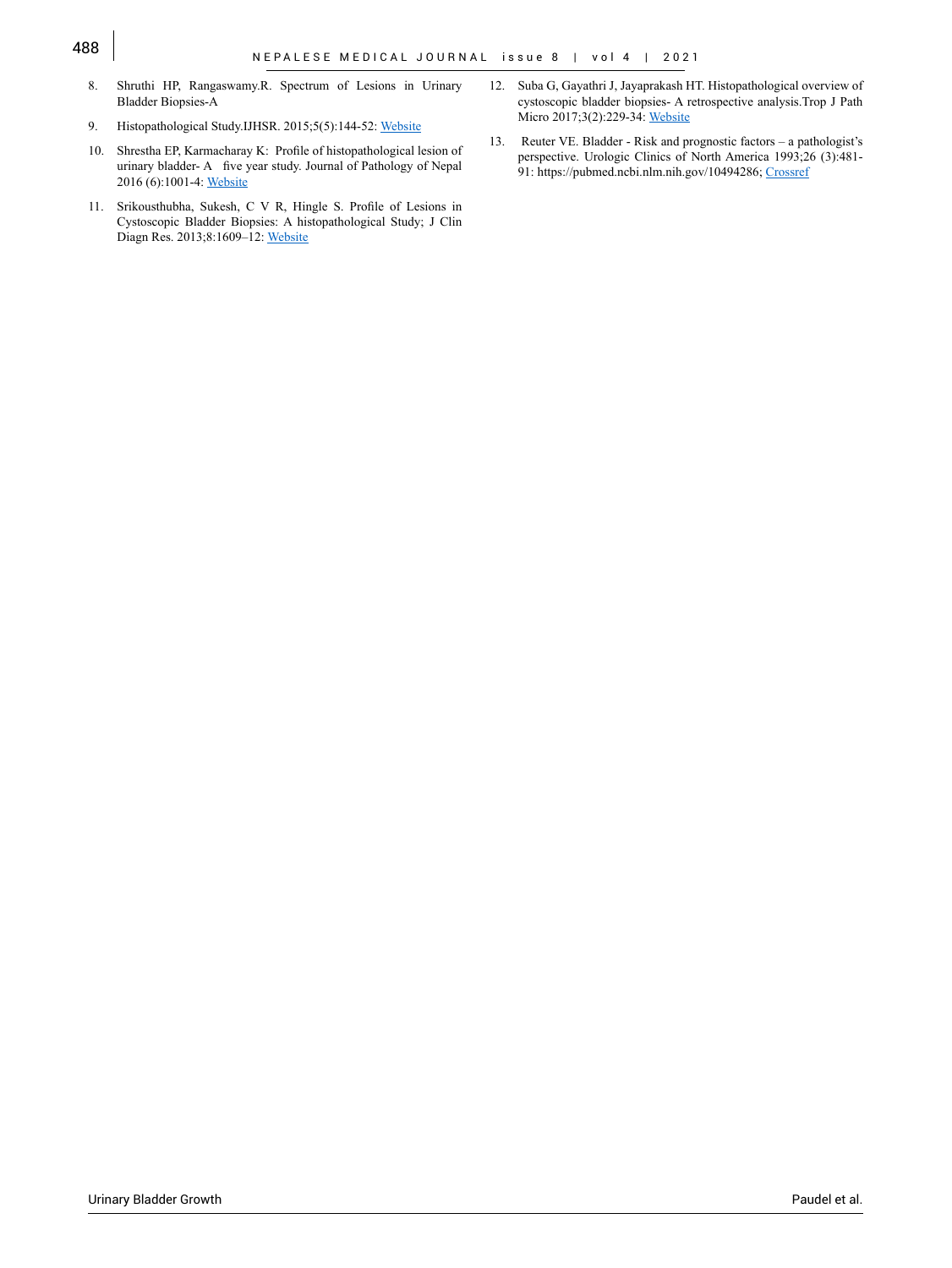8. Shruthi HP, Rangaswamy.R. Spectrum of Lesions in Urinary Bladder Biopsies-A

9. Histopathological Study.IJHSR. 2015;5(5):144-52: Website

10. Shrestha EP, Karmacharay K: Profile of histopathological lesion of urinary bladder- A five year study. Journal of Pathology of Nepal 2016 (6):1001-4: Website

11. Srikousthubha, Sukesh, C V R, Hingle S. Profile of Lesions in Cystoscopic Bladder Biopsies: A histopathological Study; J Clin Diagn Res. 2013;8:1609–12: Website

12. Suba G, Gayathri J, Jayaprakash HT. Histopathological overview of cystoscopic bladder biopsies- A retrospective analysis.Trop J Path Micro 2017;3(2):229-34: Website

13. Reuter VE. Bladder - Risk and prognostic factors – a pathologist's perspective. Urologic Clinics of North America 1993;26 (3):481-91: https://pubmed.ncbi.nlm.nih.gov/10494286; Crossref